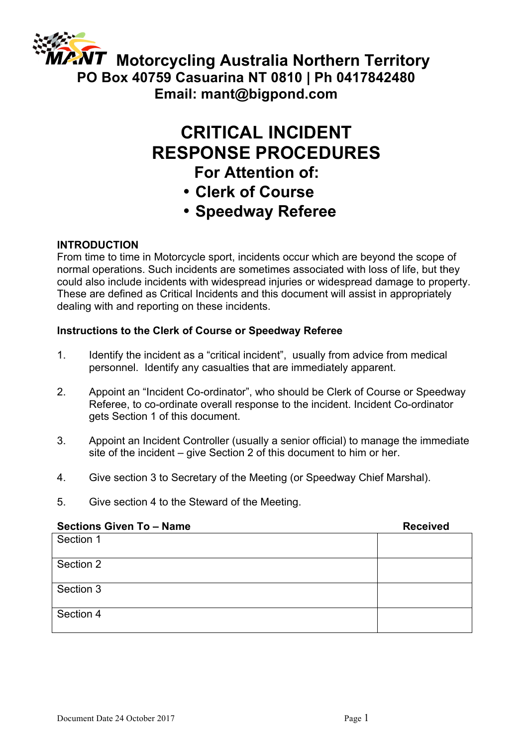# Motorcycling Australia Northern Territory

**PO Box 40759 Casuarina NT 0810 | Ph 0417842480**

**Email: mant@bigpond.com**

# CRITICAL INCIDENT RESPONSE PROCEDURES

## For Attention of:

- **Clerk of Course**
- **Speedway Referee**

**INTRODUCTION**

From time to time in Motorcycle sport, incidents occur which are beyond the scope of normal operations. Such incidents are sometimes associated with loss of life, but they could also include incidents with widespread injuries or widespread damage to property. These are defined as Critical Incidents and this document will assist in appropriately dealing with and reporting on these incidents.

**Instructions to the Clerk of Course or Speedway Referee**

1. Identify the incident as a "critical incident", usually from advice from medical personnel. Identify any casualties that are immediately apparent.

2. Appoint an "Incident Co-ordinator", who should be Clerk of Course or Speedway Referee, to co-ordinate overall response to the incident. Incident Co-ordinator gets Section 1 of this document.

3. Appoint an Incident Controller (usually a senior official) to manage the immediate site of the incident – give Section 2 of this document to him or her.

4. Give section 3 to Secretary of the Meeting (or Speedway Chief Marshal).

5. Give section 4 to the Steward of the Meeting.

| Sections Given To – Name | Received |
|---|---|
| Section 1 | |
| Section 2 | |
| Section 3 | |
| Section 4 | |

Document Date 24 October 2017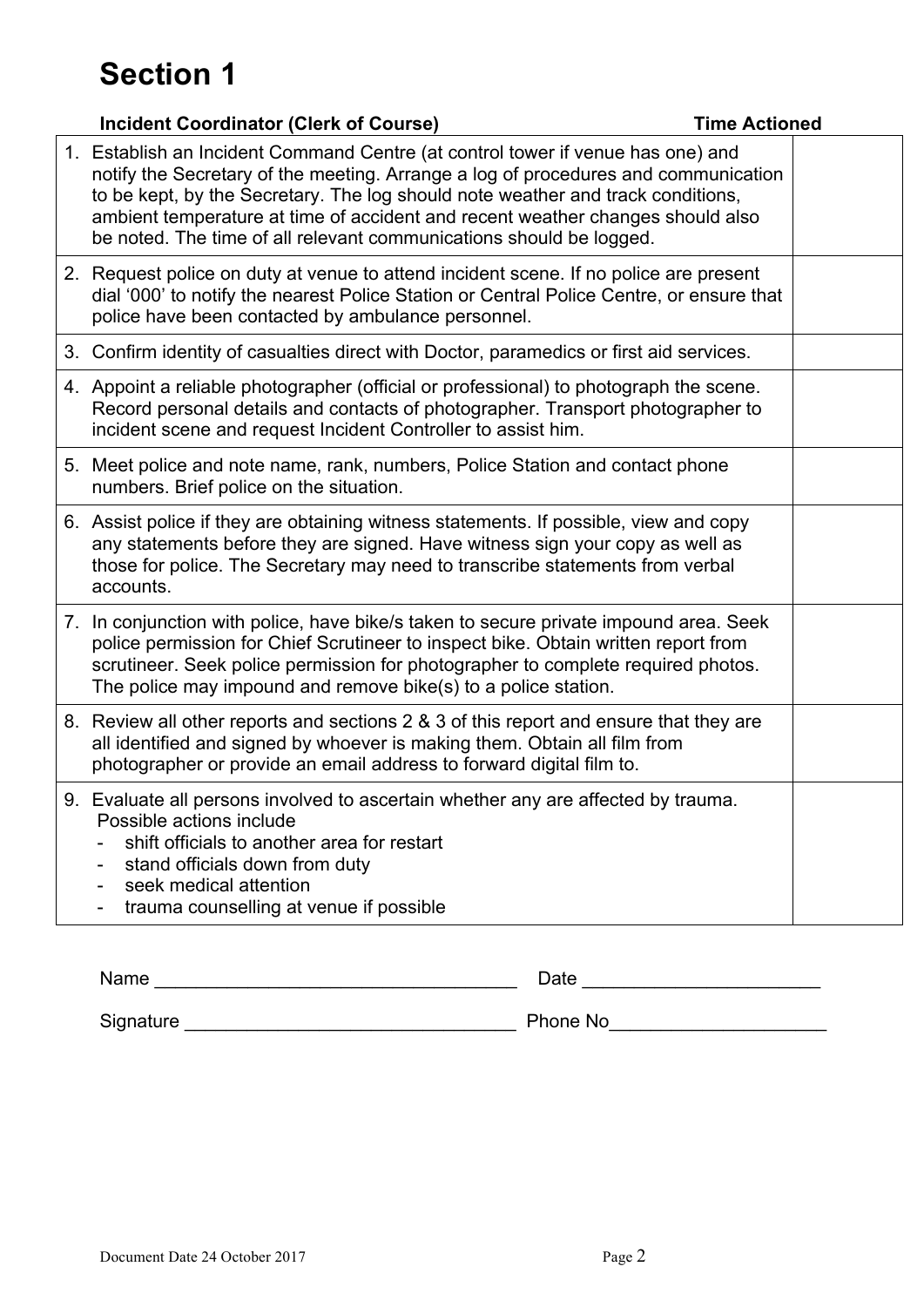# Section 1

| Incident Coordinator (Clerk of Course) | Time Actioned |
|---|---|
| 1. Establish an Incident Command Centre (at control tower if venue has one) and notify the Secretary of the meeting. Arrange a log of procedures and communication to be kept, by the Secretary. The log should note weather and track conditions, ambient temperature at time of accident and recent weather changes should also be noted. The time of all relevant communications should be logged. | |
| 2. Request police on duty at venue to attend incident scene. If no police are present dial '000' to notify the nearest Police Station or Central Police Centre, or ensure that police have been contacted by ambulance personnel. | |
| 3. Confirm identity of casualties direct with Doctor, paramedics or first aid services. | |
| 4. Appoint a reliable photographer (official or professional) to photograph the scene. Record personal details and contacts of photographer. Transport photographer to incident scene and request Incident Controller to assist him. | |
| 5. Meet police and note name, rank, numbers, Police Station and contact phone numbers. Brief police on the situation. | |
| 6. Assist police if they are obtaining witness statements. If possible, view and copy any statements before they are signed. Have witness sign your copy as well as those for police. The Secretary may need to transcribe statements from verbal accounts. | |
| 7. In conjunction with police, have bike/s taken to secure private impound area. Seek police permission for Chief Scrutineer to inspect bike. Obtain written report from scrutineer. Seek police permission for photographer to complete required photos. The police may impound and remove bike(s) to a police station. | |
| 8. Review all other reports and sections 2 & 3 of this report and ensure that they are all identified and signed by whoever is making them. Obtain all film from photographer or provide an email address to forward digital film to. | |
| 9. Evaluate all persons involved to ascertain whether any are affected by trauma. Possible actions include<br>- shift officials to another area for restart<br>- stand officials down from duty<br>- seek medical attention<br>- trauma counselling at venue if possible | |

Name ___________________________________ Date _______________________

Signature ________________________________ Phone No_____________________

Document Date 24 October 2017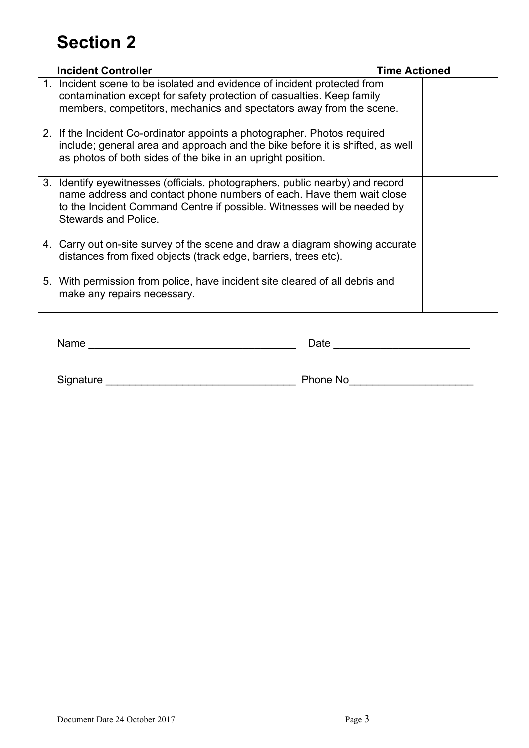# Section 2

| Incident Controller | Time Actioned |
|---|---|
| 1. Incident scene to be isolated and evidence of incident protected from contamination except for safety protection of casualties. Keep family members, competitors, mechanics and spectators away from the scene. | |
| 2. If the Incident Co-ordinator appoints a photographer. Photos required include; general area and approach and the bike before it is shifted, as well as photos of both sides of the bike in an upright position. | |
| 3. Identify eyewitnesses (officials, photographers, public nearby) and record name address and contact phone numbers of each. Have them wait close to the Incident Command Centre if possible. Witnesses will be needed by Stewards and Police. | |
| 4. Carry out on-site survey of the scene and draw a diagram showing accurate distances from fixed objects (track edge, barriers, trees etc). | |
| 5. With permission from police, have incident site cleared of all debris and make any repairs necessary. | |

Name ___________________________________ Date ______________________

Signature _______________________________ Phone No____________________

Document Date 24 October 2017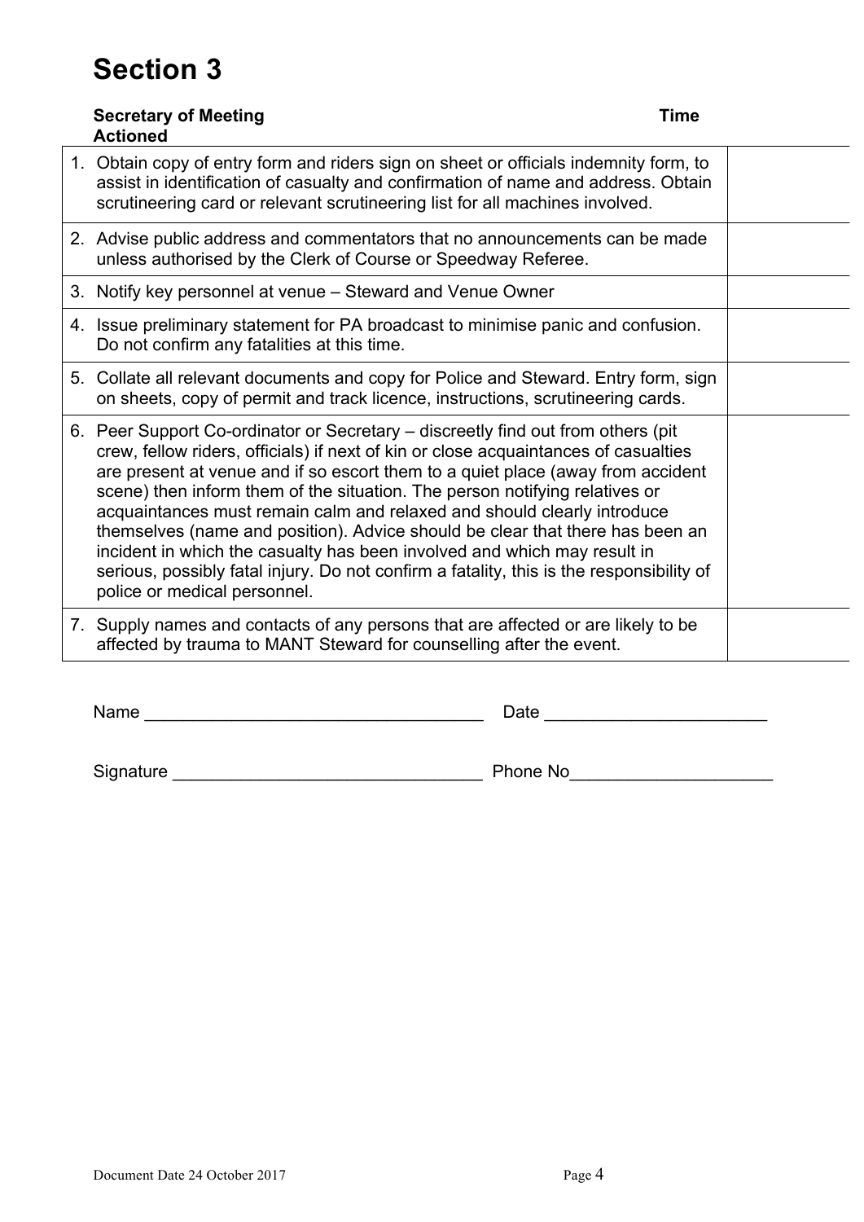# Section 3

| Secretary of Meeting | Time Actioned |
|---|---|
| 1. Obtain copy of entry form and riders sign on sheet or officials indemnity form, to assist in identification of casualty and confirmation of name and address. Obtain scrutineering card or relevant scrutineering list for all machines involved. | |
| 2. Advise public address and commentators that no announcements can be made unless authorised by the Clerk of Course or Speedway Referee. | |
| 3. Notify key personnel at venue – Steward and Venue Owner | |
| 4. Issue preliminary statement for PA broadcast to minimise panic and confusion. Do not confirm any fatalities at this time. | |
| 5. Collate all relevant documents and copy for Police and Steward. Entry form, sign on sheets, copy of permit and track licence, instructions, scrutineering cards. | |
| 6. Peer Support Co-ordinator or Secretary – discreetly find out from others (pit crew, fellow riders, officials) if next of kin or close acquaintances of casualties are present at venue and if so escort them to a quiet place (away from accident scene) then inform them of the situation. The person notifying relatives or acquaintances must remain calm and relaxed and should clearly introduce themselves (name and position). Advice should be clear that there has been an incident in which the casualty has been involved and which may result in serious, possibly fatal injury. Do not confirm a fatality, this is the responsibility of police or medical personnel. | |
| 7. Supply names and contacts of any persons that are affected or are likely to be affected by trauma to MANT Steward for counselling after the event. | |

Name ___________________________________ Date ______________________

Signature _______________________________ Phone No____________________

Document Date 24 October 2017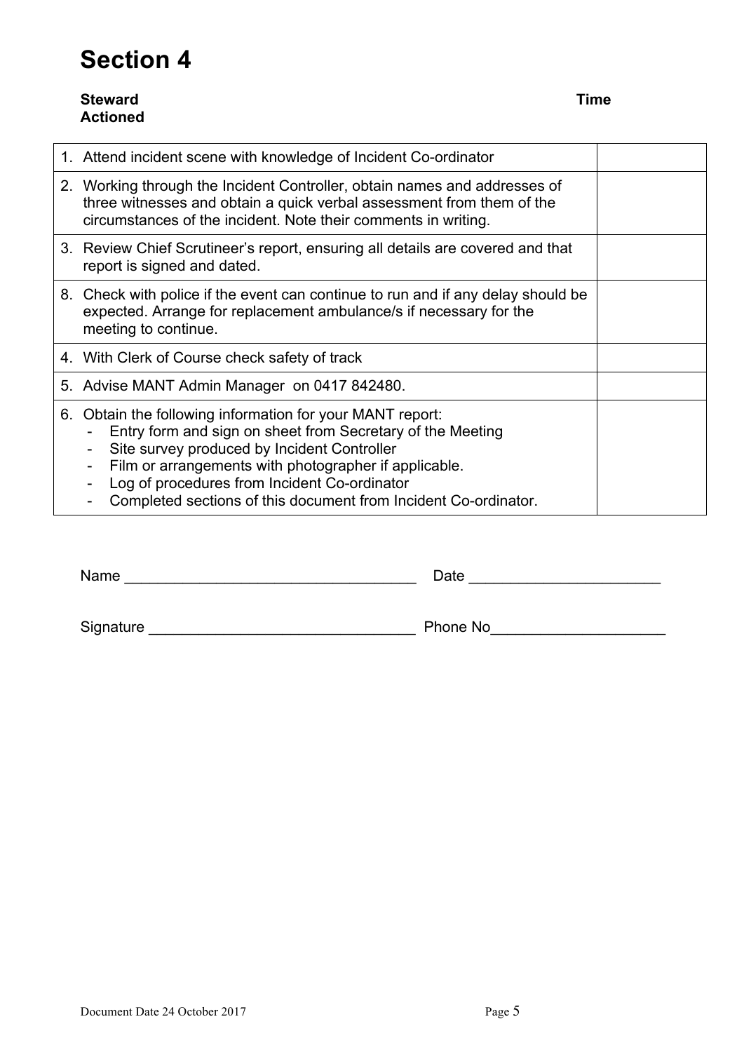# Section 4

**Steward** **Time Actioned**

| | |
|---|---|
| 1. Attend incident scene with knowledge of Incident Co-ordinator | |
| 2. Working through the Incident Controller, obtain names and addresses of three witnesses and obtain a quick verbal assessment from them of the circumstances of the incident. Note their comments in writing. | |
| 3. Review Chief Scrutineer's report, ensuring all details are covered and that report is signed and dated. | |
| 8. Check with police if the event can continue to run and if any delay should be expected. Arrange for replacement ambulance/s if necessary for the meeting to continue. | |
| 4. With Clerk of Course check safety of track | |
| 5. Advise MANT Admin Manager on 0417 842480. | |
| 6. Obtain the following information for your MANT report:<br>- Entry form and sign on sheet from Secretary of the Meeting<br>- Site survey produced by Incident Controller<br>- Film or arrangements with photographer if applicable.<br>- Log of procedures from Incident Co-ordinator<br>- Completed sections of this document from Incident Co-ordinator. | |

Name ___________________________________ Date _______________________

Signature _______________________________ Phone No_____________________

Document Date 24 October 2017